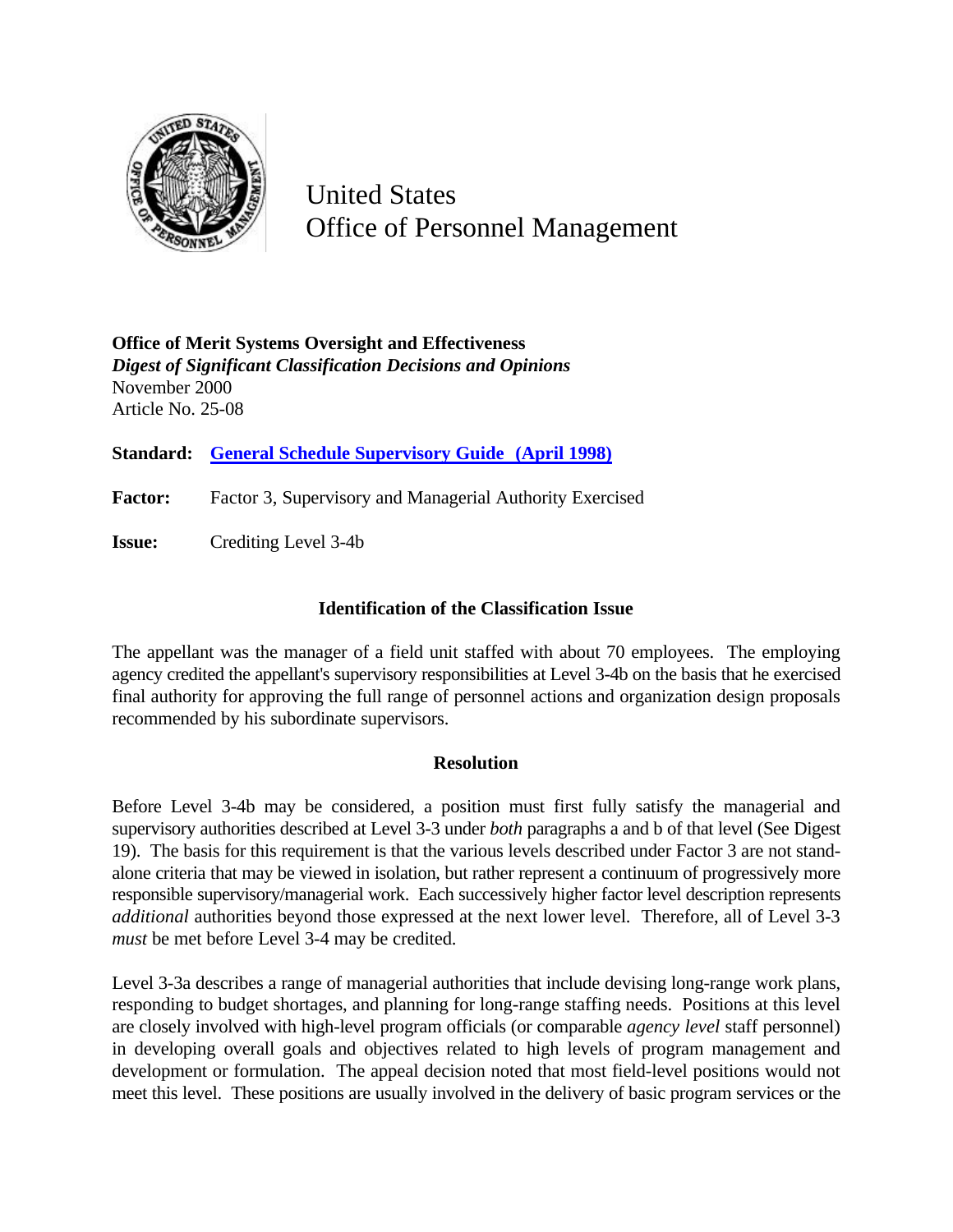United States
Office of Personnel Management

**Office of Merit Systems Oversight and Effectiveness**
***Digest of Significant Classification Decisions and Opinions***
November 2000
Article No. 25-08

**Standard:** General Schedule Supervisory Guide (April 1998)

**Factor:** Factor 3, Supervisory and Managerial Authority Exercised

**Issue:** Crediting Level 3-4b

### Identification of the Classification Issue

The appellant was the manager of a field unit staffed with about 70 employees. The employing agency credited the appellant's supervisory responsibilities at Level 3-4b on the basis that he exercised final authority for approving the full range of personnel actions and organization design proposals recommended by his subordinate supervisors.

### Resolution

Before Level 3-4b may be considered, a position must first fully satisfy the managerial and supervisory authorities described at Level 3-3 under *both* paragraphs a and b of that level (See Digest 19). The basis for this requirement is that the various levels described under Factor 3 are not stand-alone criteria that may be viewed in isolation, but rather represent a continuum of progressively more responsible supervisory/managerial work. Each successively higher factor level description represents *additional* authorities beyond those expressed at the next lower level. Therefore, all of Level 3-3 *must* be met before Level 3-4 may be credited.

Level 3-3a describes a range of managerial authorities that include devising long-range work plans, responding to budget shortages, and planning for long-range staffing needs. Positions at this level are closely involved with high-level program officials (or comparable *agency level* staff personnel) in developing overall goals and objectives related to high levels of program management and development or formulation. The appeal decision noted that most field-level positions would not meet this level. These positions are usually involved in the delivery of basic program services or the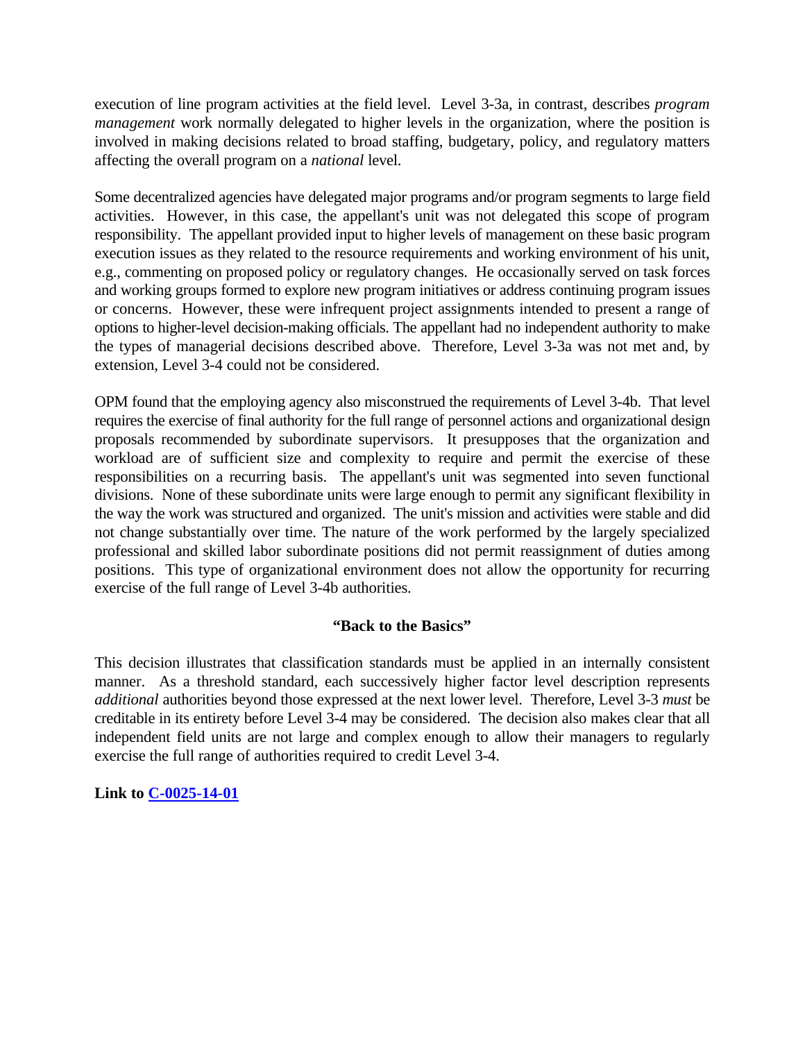execution of line program activities at the field level. Level 3-3a, in contrast, describes *program management* work normally delegated to higher levels in the organization, where the position is involved in making decisions related to broad staffing, budgetary, policy, and regulatory matters affecting the overall program on a *national* level.

Some decentralized agencies have delegated major programs and/or program segments to large field activities. However, in this case, the appellant's unit was not delegated this scope of program responsibility. The appellant provided input to higher levels of management on these basic program execution issues as they related to the resource requirements and working environment of his unit, e.g., commenting on proposed policy or regulatory changes. He occasionally served on task forces and working groups formed to explore new program initiatives or address continuing program issues or concerns. However, these were infrequent project assignments intended to present a range of options to higher-level decision-making officials. The appellant had no independent authority to make the types of managerial decisions described above. Therefore, Level 3-3a was not met and, by extension, Level 3-4 could not be considered.

OPM found that the employing agency also misconstrued the requirements of Level 3-4b. That level requires the exercise of final authority for the full range of personnel actions and organizational design proposals recommended by subordinate supervisors. It presupposes that the organization and workload are of sufficient size and complexity to require and permit the exercise of these responsibilities on a recurring basis. The appellant's unit was segmented into seven functional divisions. None of these subordinate units were large enough to permit any significant flexibility in the way the work was structured and organized. The unit's mission and activities were stable and did not change substantially over time. The nature of the work performed by the largely specialized professional and skilled labor subordinate positions did not permit reassignment of duties among positions. This type of organizational environment does not allow the opportunity for recurring exercise of the full range of Level 3-4b authorities.

**"Back to the Basics"**

This decision illustrates that classification standards must be applied in an internally consistent manner. As a threshold standard, each successively higher factor level description represents *additional* authorities beyond those expressed at the next lower level. Therefore, Level 3-3 *must* be creditable in its entirety before Level 3-4 may be considered. The decision also makes clear that all independent field units are not large and complex enough to allow their managers to regularly exercise the full range of authorities required to credit Level 3-4.

**Link to C-0025-14-01**